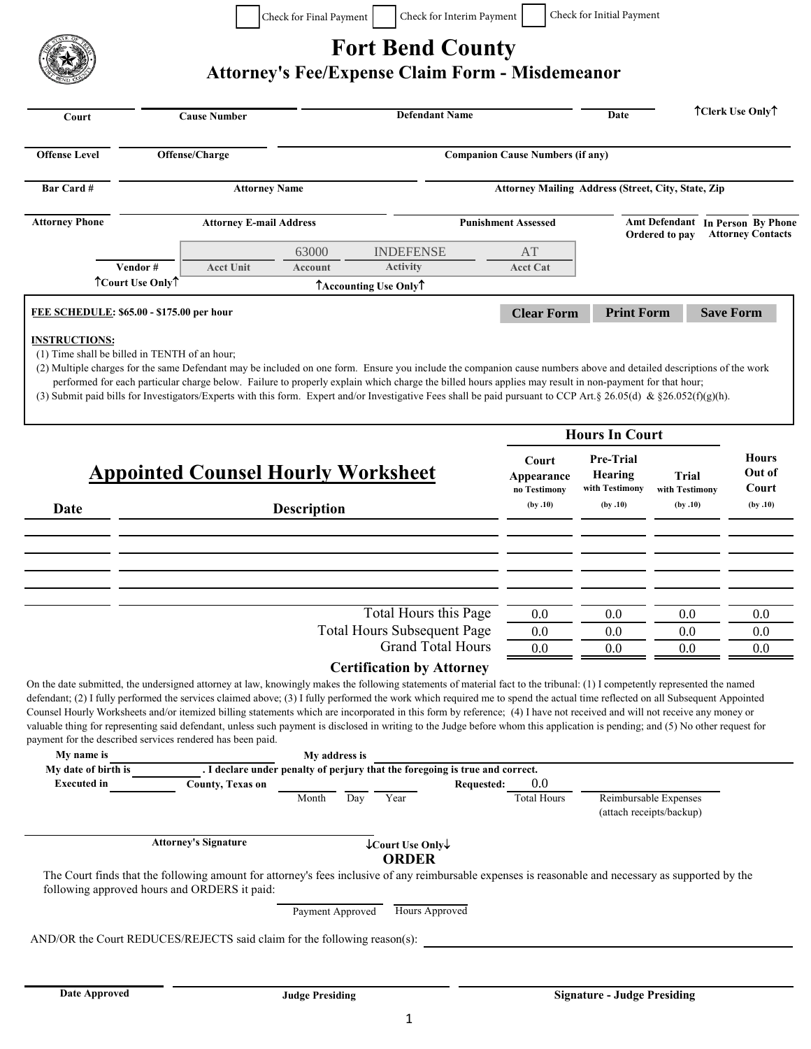☐ Check for Final Payment ☐ Check for Interim Payment ☐ Check for Initial Payment

# Fort Bend County

## Attorney's Fee/Expense Claim Form - Misdemeanor

| Court | Cause Number | Defendant Name | Date | ↑Clerk Use Only↑ |
|---|---|---|---|---|
| | | | | |

| Offense Level | Offense/Charge | Companion Cause Numbers (if any) |
|---|---|---|
| | | |

| Bar Card # | Attorney Name | Attorney Mailing Address (Street, City, State, Zip |
|---|---|---|
| | | |

| Attorney Phone | Attorney E-mail Address | Punishment Assessed | Amt Defendant Ordered to pay | In Person Attorney Contacts | By Phone Attorney Contacts |
|---|---|---|---|---|---|
| | | | | | |

| Vendor # | Acct Unit | Account | Activity | Acct Cat |
|---|---|---|---|---|
| | | 63000 | INDEFENSE | AT |

↑Court Use Only↑ ↑Accounting Use Only↑

**FEE SCHEDULE: $65.00 - $175.00 per hour**

Clear Form | Print Form | Save Form

**INSTRUCTIONS:**

(1) Time shall be billed in TENTH of an hour;

(2) Multiple charges for the same Defendant may be included on one form. Ensure you include the companion cause numbers above and detailed descriptions of the work performed for each particular charge below. Failure to properly explain which charge the billed hours applies may result in non-payment for that hour;

(3) Submit paid bills for Investigators/Experts with this form. Expert and/or Investigative Fees shall be paid pursuant to CCP Art.§ 26.05(d) & §26.052(f)(g)(h).

## Appointed Counsel Hourly Worksheet

| Date | Description | Hours In Court: Court Appearance no Testimony (by .10) | Hours In Court: Pre-Trial Hearing with Testimony (by .10) | Hours In Court: Trial with Testimony (by .10) | Hours Out of Court (by .10) |
|---|---|---|---|---|---|
| | | | | | |
| | | | | | |
| | | | | | |
| | | | | | |
| | | | | | |
| | Total Hours this Page | 0.0 | 0.0 | 0.0 | 0.0 |
| | Total Hours Subsequent Page | 0.0 | 0.0 | 0.0 | 0.0 |
| | Grand Total Hours | 0.0 | 0.0 | 0.0 | 0.0 |

### Certification by Attorney

On the date submitted, the undersigned attorney at law, knowingly makes the following statements of material fact to the tribunal: (1) I competently represented the named defendant; (2) I fully performed the services claimed above; (3) I fully performed the work which required me to spend the actual time reflected on all Subsequent Appointed Counsel Hourly Worksheets and/or itemized billing statements which are incorporated in this form by reference; (4) I have not received and will not receive any money or valuable thing for representing said defendant, unless such payment is disclosed in writing to the Judge before whom this application is pending; and (5) No other request for payment for the described services rendered has been paid.

**My name is** ____________ **My address is** ____________

**My date of birth is** ____________ **. I declare under penalty of perjury that the foregoing is true and correct.**

**Executed in** ____________ **County, Texas on** ______ Month ______ Day ______ Year **Requested:** 0.0 Total Hours ______ Reimbursable Expenses (attach receipts/backup)

______________________
**Attorney's Signature**

↓Court Use Only↓

### ORDER

The Court finds that the following amount for attorney's fees inclusive of any reimbursable expenses is reasonable and necessary as supported by the following approved hours and ORDERS it paid:

______ Payment Approved ______ Hours Approved

AND/OR the Court REDUCES/REJECTS said claim for the following reason(s): ______________________

| Date Approved | Judge Presiding | Signature - Judge Presiding |
|---|---|---|
| | | |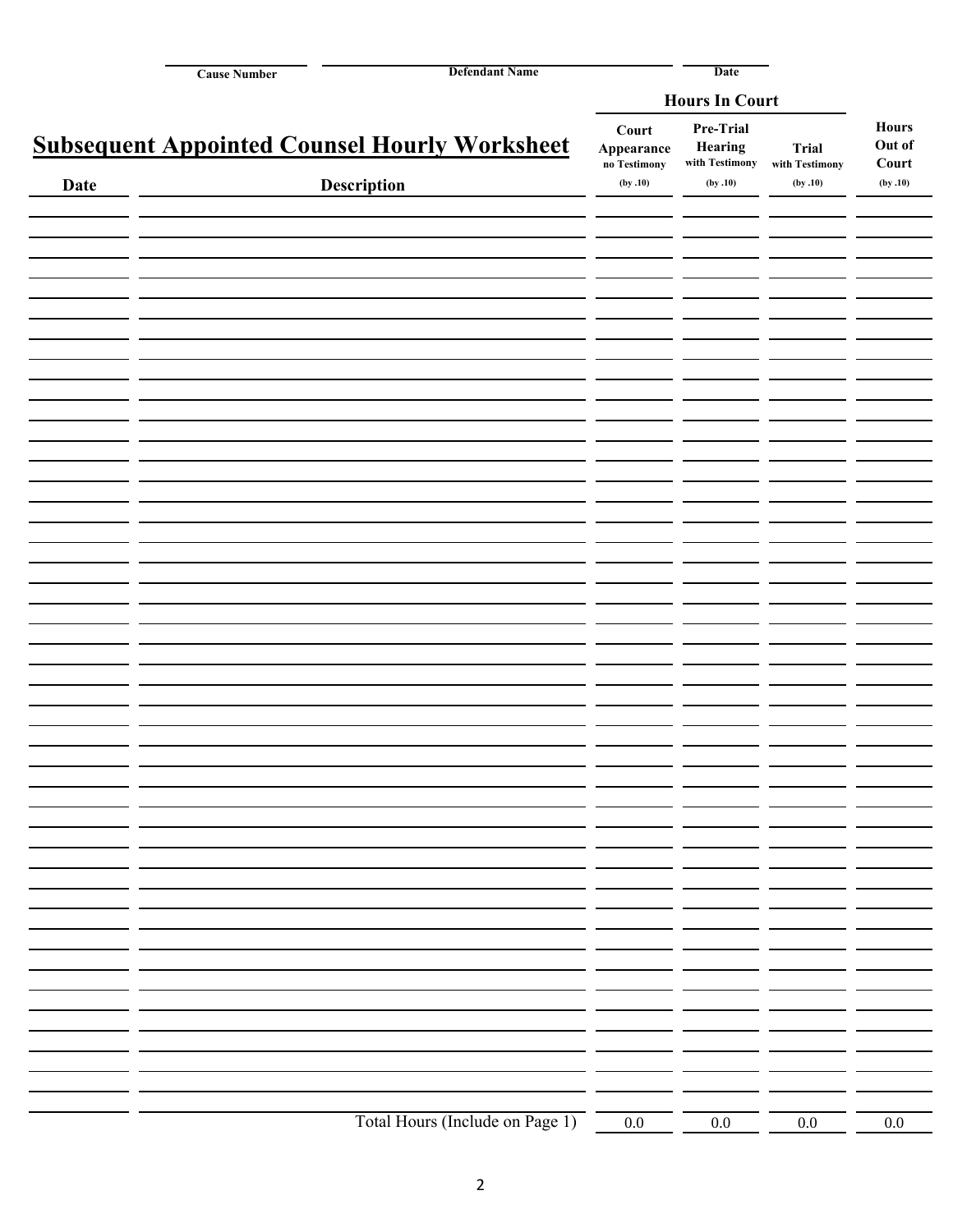Cause Number | Defendant Name | Date

## Subsequent Appointed Counsel Hourly Worksheet

| Date | Description | Hours In Court: Court Appearance no Testimony (by .10) | Pre-Trial Hearing with Testimony (by .10) | Trial with Testimony (by .10) | Hours Out of Court (by .10) |
|---|---|---|---|---|---|
| | | | | | |
| | | | | | |
| | | | | | |
| | | | | | |
| | | | | | |
| | | | | | |
| | | | | | |
| | | | | | |
| | | | | | |
| | | | | | |
| | | | | | |
| | | | | | |
| | | | | | |
| | | | | | |
| | | | | | |
| | | | | | |
| | | | | | |
| | | | | | |
| | | | | | |
| | | | | | |
| | | | | | |
| | | | | | |
| | | | | | |
| | | | | | |
| | | | | | |
| | | | | | |
| | | | | | |
| | | | | | |
| | | | | | |
| | | | | | |
| | | | | | |
| | | | | | |
| | | | | | |
| | | | | | |
| | | | | | |
| | | | | | |
| | | | | | |
| | | | | | |
| | | | | | |
| | | | | | |
| | | | | | |
| | | | | | |
| | | | | | |
| | | | | | |
| | | | | | |
| | Total Hours (Include on Page 1) | 0.0 | 0.0 | 0.0 | 0.0 |